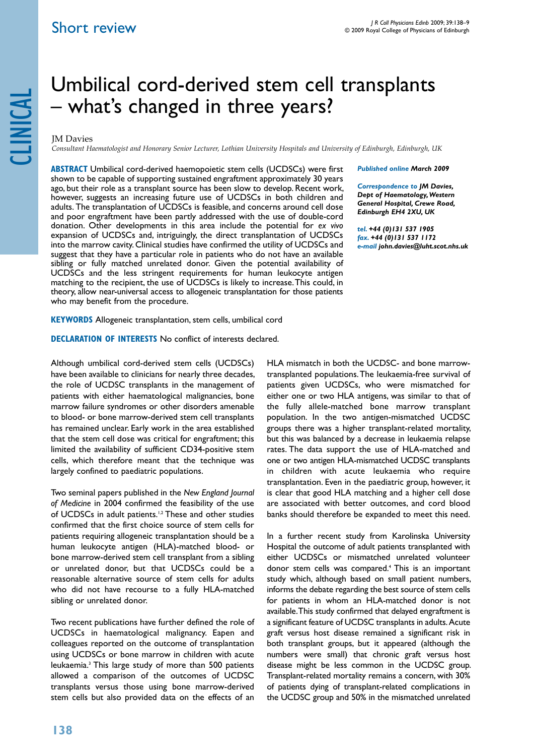Short review

# Umbilical cord-derived stem cell transplants – what's changed in three years?

JM Davies

*Consultant Haematologist and Honorary Senior Lecturer, Lothian University Hospitals and University of Edinburgh, Edinburgh, UK*

**ABSTRACT** Umbilical cord-derived haemopoietic stem cells (UCDSCs) were first shown to be capable of supporting sustained engraftment approximately 30 years ago, but their role as a transplant source has been slow to develop. Recent work, however, suggests an increasing future use of UCDSCs in both children and adults. The transplantation of UCDSCs is feasible, and concerns around cell dose and poor engraftment have been partly addressed with the use of double-cord donation. Other developments in this area include the potential for *ex vivo* expansion of UCDSCs and, intriguingly, the direct transplantation of UCDSCs into the marrow cavity. Clinical studies have confirmed the utility of UCDSCs and suggest that they have a particular role in patients who do not have an available sibling or fully matched unrelated donor. Given the potential availability of UCDSCs and the less stringent requirements for human leukocyte antigen matching to the recipient, the use of UCDSCs is likely to increase. This could, in theory, allow near-universal access to allogeneic transplantation for those patients who may benefit from the procedure.

***Published online** March 2009*

***Correspondence to** JM Davies, Dept of Haematology, Western General Hospital, Crewe Road, Edinburgh EH4 2XU, UK*

***tel.** +44 (0)131 537 1905*
***fax.** +44 (0)131 537 1172*
***e-mail** john.davies@luht.scot.nhs.uk*

**KEYWORDS** Allogeneic transplantation, stem cells, umbilical cord

**DECLARATION OF INTERESTS** No conflict of interests declared.

Although umbilical cord-derived stem cells (UCDSCs) have been available to clinicians for nearly three decades, the role of UCDSC transplants in the management of patients with either haematological malignancies, bone marrow failure syndromes or other disorders amenable to blood- or bone marrow-derived stem cell transplants has remained unclear. Early work in the area established that the stem cell dose was critical for engraftment; this limited the availability of sufficient CD34-positive stem cells, which therefore meant that the technique was largely confined to paediatric populations.

Two seminal papers published in the *New England Journal of Medicine* in 2004 confirmed the feasibility of the use of UCDSCs in adult patients.[1,2] These and other studies confirmed that the first choice source of stem cells for patients requiring allogeneic transplantation should be a human leukocyte antigen (HLA)-matched blood- or bone marrow-derived stem cell transplant from a sibling or unrelated donor, but that UCDSCs could be a reasonable alternative source of stem cells for adults who did not have recourse to a fully HLA-matched sibling or unrelated donor.

Two recent publications have further defined the role of UCDSCs in haematological malignancy. Eapen and colleagues reported on the outcome of transplantation using UCDSCs or bone marrow in children with acute leukaemia.[3] This large study of more than 500 patients allowed a comparison of the outcomes of UCDSC transplants versus those using bone marrow-derived stem cells but also provided data on the effects of an HLA mismatch in both the UCDSC- and bone marrow-transplanted populations. The leukaemia-free survival of patients given UCDSCs, who were mismatched for either one or two HLA antigens, was similar to that of the fully allele-matched bone marrow transplant population. In the two antigen-mismatched UCDSC groups there was a higher transplant-related mortality, but this was balanced by a decrease in leukaemia relapse rates. The data support the use of HLA-matched and one or two antigen HLA-mismatched UCDSC transplants in children with acute leukaemia who require transplantation. Even in the paediatric group, however, it is clear that good HLA matching and a higher cell dose are associated with better outcomes, and cord blood banks should therefore be expanded to meet this need.

In a further recent study from Karolinska University Hospital the outcome of adult patients transplanted with either UCDSCs or mismatched unrelated volunteer donor stem cells was compared.[4] This is an important study which, although based on small patient numbers, informs the debate regarding the best source of stem cells for patients in whom an HLA-matched donor is not available. This study confirmed that delayed engraftment is a significant feature of UCDSC transplants in adults. Acute graft versus host disease remained a significant risk in both transplant groups, but it appeared (although the numbers were small) that chronic graft versus host disease might be less common in the UCDSC group. Transplant-related mortality remains a concern, with 30% of patients dying of transplant-related complications in the UCDSC group and 50% in the mismatched unrelated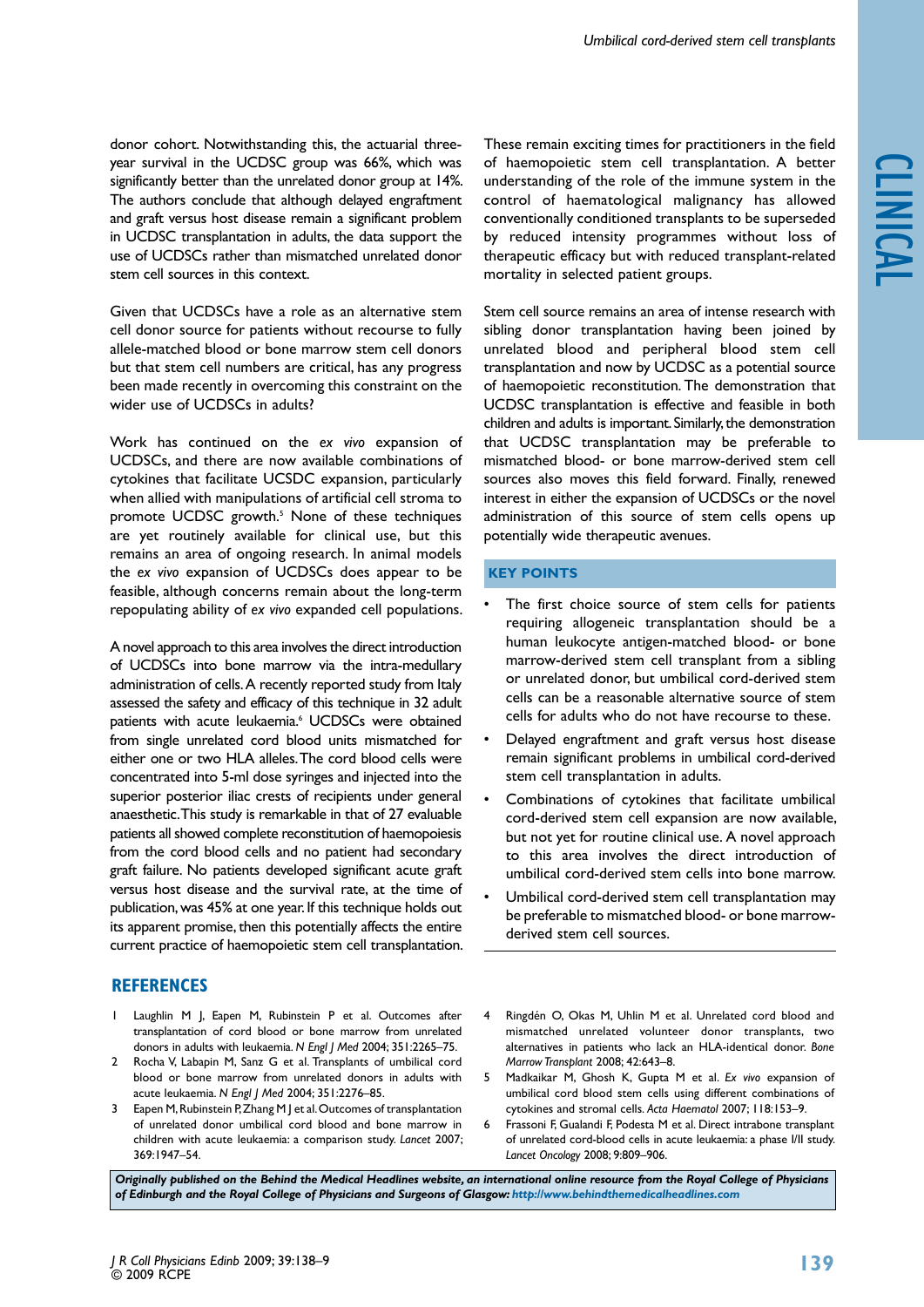donor cohort. Notwithstanding this, the actuarial three-year survival in the UCDSC group was 66%, which was significantly better than the unrelated donor group at 14%. The authors conclude that although delayed engraftment and graft versus host disease remain a significant problem in UCDSC transplantation in adults, the data support the use of UCDSCs rather than mismatched unrelated donor stem cell sources in this context.

Given that UCDSCs have a role as an alternative stem cell donor source for patients without recourse to fully allele-matched blood or bone marrow stem cell donors but that stem cell numbers are critical, has any progress been made recently in overcoming this constraint on the wider use of UCDSCs in adults?

Work has continued on the *ex vivo* expansion of UCDSCs, and there are now available combinations of cytokines that facilitate UCSDC expansion, particularly when allied with manipulations of artificial cell stroma to promote UCDSC growth.[5] None of these techniques are yet routinely available for clinical use, but this remains an area of ongoing research. In animal models the *ex vivo* expansion of UCDSCs does appear to be feasible, although concerns remain about the long-term repopulating ability of *ex vivo* expanded cell populations.

A novel approach to this area involves the direct introduction of UCDSCs into bone marrow via the intra-medullary administration of cells. A recently reported study from Italy assessed the safety and efficacy of this technique in 32 adult patients with acute leukaemia.[6] UCDSCs were obtained from single unrelated cord blood units mismatched for either one or two HLA alleles. The cord blood cells were concentrated into 5-ml dose syringes and injected into the superior posterior iliac crests of recipients under general anaesthetic. This study is remarkable in that of 27 evaluable patients all showed complete reconstitution of haemopoiesis from the cord blood cells and no patient had secondary graft failure. No patients developed significant acute graft versus host disease and the survival rate, at the time of publication, was 45% at one year. If this technique holds out its apparent promise, then this potentially affects the entire current practice of haemopoietic stem cell transplantation.

These remain exciting times for practitioners in the field of haemopoietic stem cell transplantation. A better understanding of the role of the immune system in the control of haematological malignancy has allowed conventionally conditioned transplants to be superseded by reduced intensity programmes without loss of therapeutic efficacy but with reduced transplant-related mortality in selected patient groups.

Stem cell source remains an area of intense research with sibling donor transplantation having been joined by unrelated blood and peripheral blood stem cell transplantation and now by UCDSC as a potential source of haemopoietic reconstitution. The demonstration that UCDSC transplantation is effective and feasible in both children and adults is important. Similarly, the demonstration that UCDSC transplantation may be preferable to mismatched blood- or bone marrow-derived stem cell sources also moves this field forward. Finally, renewed interest in either the expansion of UCDSCs or the novel administration of this source of stem cells opens up potentially wide therapeutic avenues.

## KEY POINTS

- The first choice source of stem cells for patients requiring allogeneic transplantation should be a human leukocyte antigen-matched blood- or bone marrow-derived stem cell transplant from a sibling or unrelated donor, but umbilical cord-derived stem cells can be a reasonable alternative source of stem cells for adults who do not have recourse to these.
- Delayed engraftment and graft versus host disease remain significant problems in umbilical cord-derived stem cell transplantation in adults.
- Combinations of cytokines that facilitate umbilical cord-derived stem cell expansion are now available, but not yet for routine clinical use. A novel approach to this area involves the direct introduction of umbilical cord-derived stem cells into bone marrow.
- Umbilical cord-derived stem cell transplantation may be preferable to mismatched blood- or bone marrow-derived stem cell sources.

## REFERENCES

1. Laughlin M J, Eapen M, Rubinstein P et al. Outcomes after transplantation of cord blood or bone marrow from unrelated donors in adults with leukemia. *N Engl J Med* 2004; 351:2265–75.
2. Rocha V, Labapin M, Sanz G et al. Transplants of umbilical cord blood or bone marrow from unrelated donors in adults with acute leukaemia. *N Engl J Med* 2004; 351:2276–85.
3. Eapen M, Rubinstein P, Zhang M J et al. Outcomes of transplantation of unrelated donor umbilical cord blood and bone marrow in children with acute leukaemia: a comparison study. *Lancet* 2007; 369:1947–54.
4. Ringdén O, Okas M, Uhlin M et al. Unrelated cord blood and mismatched unrelated volunteer donor transplants, two alternatives in patients who lack an HLA-identical donor. *Bone Marrow Transplant* 2008; 42:643–8.
5. Madkaikar M, Ghosh K, Gupta M et al. *Ex vivo* expansion of umbilical cord blood stem cells using different combinations of cytokines and stromal cells. *Acta Haematol* 2007; 118:153–9.
6. Frassoni F, Gualandi F, Podesta M et al. Direct intrabone transplant of unrelated cord-blood cells in acute leukaemia: a phase I/II study. *Lancet Oncology* 2008; 9:809–906.

***Originally published on the Behind the Medical Headlines website, an international online resource from the Royal College of Physicians of Edinburgh and the Royal College of Physicians and Surgeons of Glasgow: http://www.behindthemedicalheadlines.com***